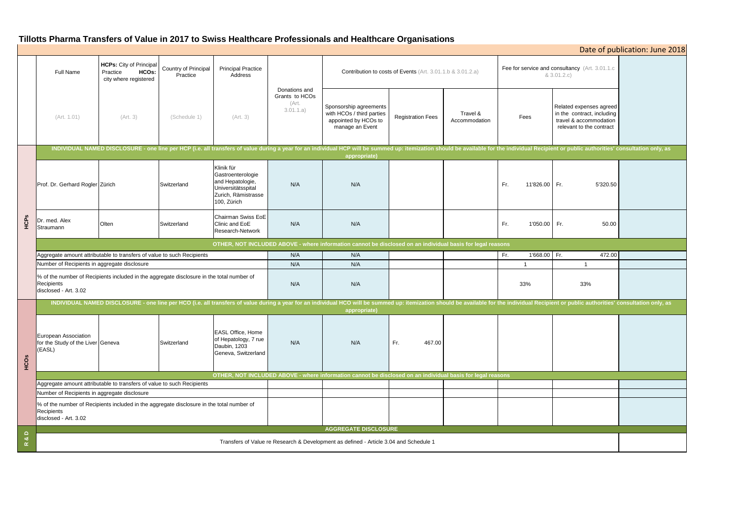# Tillotts Pharma Transfers of Value in 2017 to Swiss Healthcare Professionals and Healthcare Organisations

Date of publication: June 2018

| | Full Name | HCPs: City of Principal Practice HCOs: city where registered | Country of Principal Practice | Principal Practice Address | Donations and Grants to HCOs (Art. 3.01.1.a) | Contribution to costs of Events (Art. 3.01.1.b & 3.01.2.a) | | | Fee for service and consultancy (Art. 3.01.1.c & 3.01.2.c) | | |
|---|---|---|---|---|---|---|---|---|---|---|---|
| | (Art. 1.01) | (Art. 3) | (Schedule 1) | (Art. 3) | | Sponsorship agreements with HCOs / third parties appointed by HCOs to manage an Event | Registration Fees | Travel & Accommodation | Fees | Related expenses agreed in the contract, including travel & accommodation relevant to the contract | |
| HCPs | **INDIVIDUAL NAMED DISCLOSURE - one line per HCP (i.e. all transfers of value during a year for an individual HCP will be summed up: itemization should be available for the individual Recipient or public authorities' consultation only, as appropriate)** | | | | | | | | | | |
| | Prof. Dr. Gerhard Rogler | Zürich | Switzerland | Klinik für Gastroenterologie and Hepatologie, Universitätsspital Zurich, Rämistrasse 100, Zürich | N/A | N/A | | | Fr. 11'826.00 | Fr. 5'320.50 | |
| | Dr. med. Alex Straumann | Olten | Switzerland | Chairman Swiss EoE Clinic and EoE Research-Network | N/A | N/A | | | Fr. 1'050.00 | Fr. 50.00 | |
| | **OTHER, NOT INCLUDED ABOVE - where information cannot be disclosed on an individual basis for legal reasons** | | | | | | | | | | |
| | Aggregate amount attributable to transfers of value to such Recipients | | | | N/A | N/A | | | Fr. 1'668.00 | Fr. 472.00 | |
| | Number of Recipients in aggregate disclosure | | | | N/A | N/A | | | 1 | 1 | |
| | % of the number of Recipients included in the aggregate disclosure in the total number of Recipients disclosed - Art. 3.02 | | | | N/A | N/A | | | 33% | 33% | |
| HCOs | **INDIVIDUAL NAMED DISCLOSURE - one line per HCO (i.e. all transfers of value during a year for an individual HCO will be summed up: itemization should be available for the individual Recipient or public authorities' consultation only, as appropriate)** | | | | | | | | | | |
| | European Association for the Study of the Liver (EASL) | Geneva | Switzerland | EASL Office, Home of Hepatology, 7 rue Daubin, 1203 Geneva, Switzerland | N/A | N/A | Fr. 467.00 | | | | |
| | **OTHER, NOT INCLUDED ABOVE - where information cannot be disclosed on an individual basis for legal reasons** | | | | | | | | | | |
| | Aggregate amount attributable to transfers of value to such Recipients | | | | | | | | | | |
| | Number of Recipients in aggregate disclosure | | | | | | | | | | |
| | % of the number of Recipients included in the aggregate disclosure in the total number of Recipients disclosed - Art. 3.02 | | | | | | | | | | |
| R & D | **AGGREGATE DISCLOSURE** | | | | | | | | | | |
| | Transfers of Value re Research & Development as defined - Article 3.04 and Schedule 1 | | | | | | | | | | |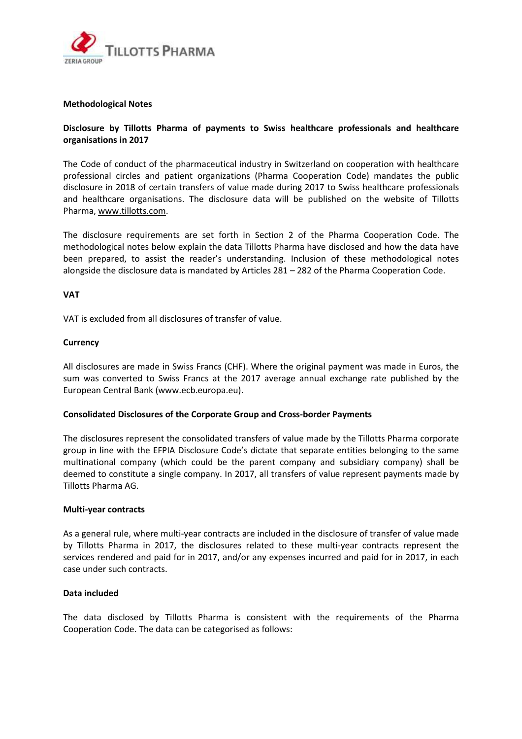**Methodological Notes**

**Disclosure by Tillotts Pharma of payments to Swiss healthcare professionals and healthcare organisations in 2017**

The Code of conduct of the pharmaceutical industry in Switzerland on cooperation with healthcare professional circles and patient organizations (Pharma Cooperation Code) mandates the public disclosure in 2018 of certain transfers of value made during 2017 to Swiss healthcare professionals and healthcare organisations. The disclosure data will be published on the website of Tillotts Pharma, www.tillotts.com.

The disclosure requirements are set forth in Section 2 of the Pharma Cooperation Code. The methodological notes below explain the data Tillotts Pharma have disclosed and how the data have been prepared, to assist the reader's understanding. Inclusion of these methodological notes alongside the disclosure data is mandated by Articles 281 – 282 of the Pharma Cooperation Code.

**VAT**

VAT is excluded from all disclosures of transfer of value.

**Currency**

All disclosures are made in Swiss Francs (CHF). Where the original payment was made in Euros, the sum was converted to Swiss Francs at the 2017 average annual exchange rate published by the European Central Bank (www.ecb.europa.eu).

**Consolidated Disclosures of the Corporate Group and Cross-border Payments**

The disclosures represent the consolidated transfers of value made by the Tillotts Pharma corporate group in line with the EFPIA Disclosure Code's dictate that separate entities belonging to the same multinational company (which could be the parent company and subsidiary company) shall be deemed to constitute a single company. In 2017, all transfers of value represent payments made by Tillotts Pharma AG.

**Multi-year contracts**

As a general rule, where multi-year contracts are included in the disclosure of transfer of value made by Tillotts Pharma in 2017, the disclosures related to these multi-year contracts represent the services rendered and paid for in 2017, and/or any expenses incurred and paid for in 2017, in each case under such contracts.

**Data included**

The data disclosed by Tillotts Pharma is consistent with the requirements of the Pharma Cooperation Code. The data can be categorised as follows: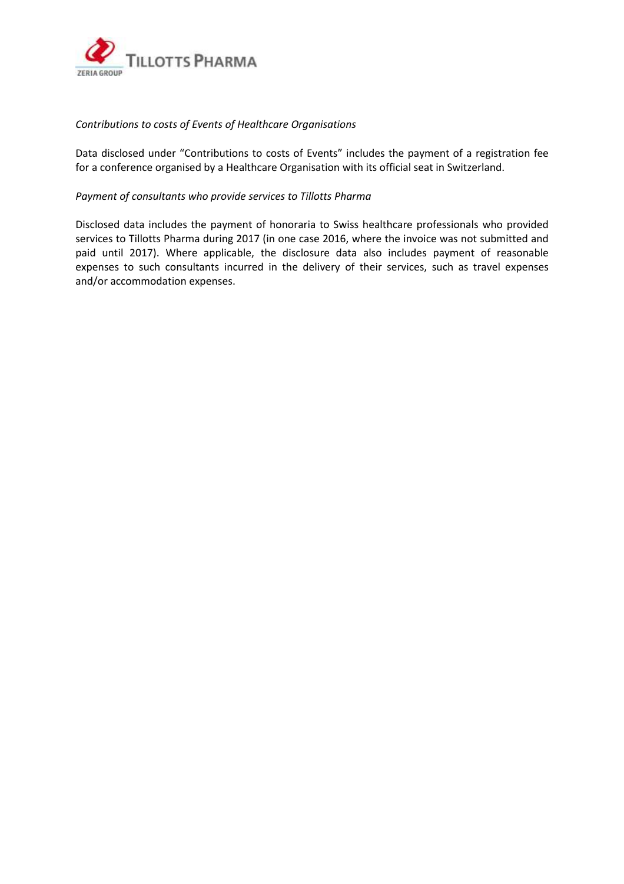*Contributions to costs of Events of Healthcare Organisations*

Data disclosed under "Contributions to costs of Events" includes the payment of a registration fee for a conference organised by a Healthcare Organisation with its official seat in Switzerland.

*Payment of consultants who provide services to Tillotts Pharma*

Disclosed data includes the payment of honoraria to Swiss healthcare professionals who provided services to Tillotts Pharma during 2017 (in one case 2016, where the invoice was not submitted and paid until 2017). Where applicable, the disclosure data also includes payment of reasonable expenses to such consultants incurred in the delivery of their services, such as travel expenses and/or accommodation expenses.